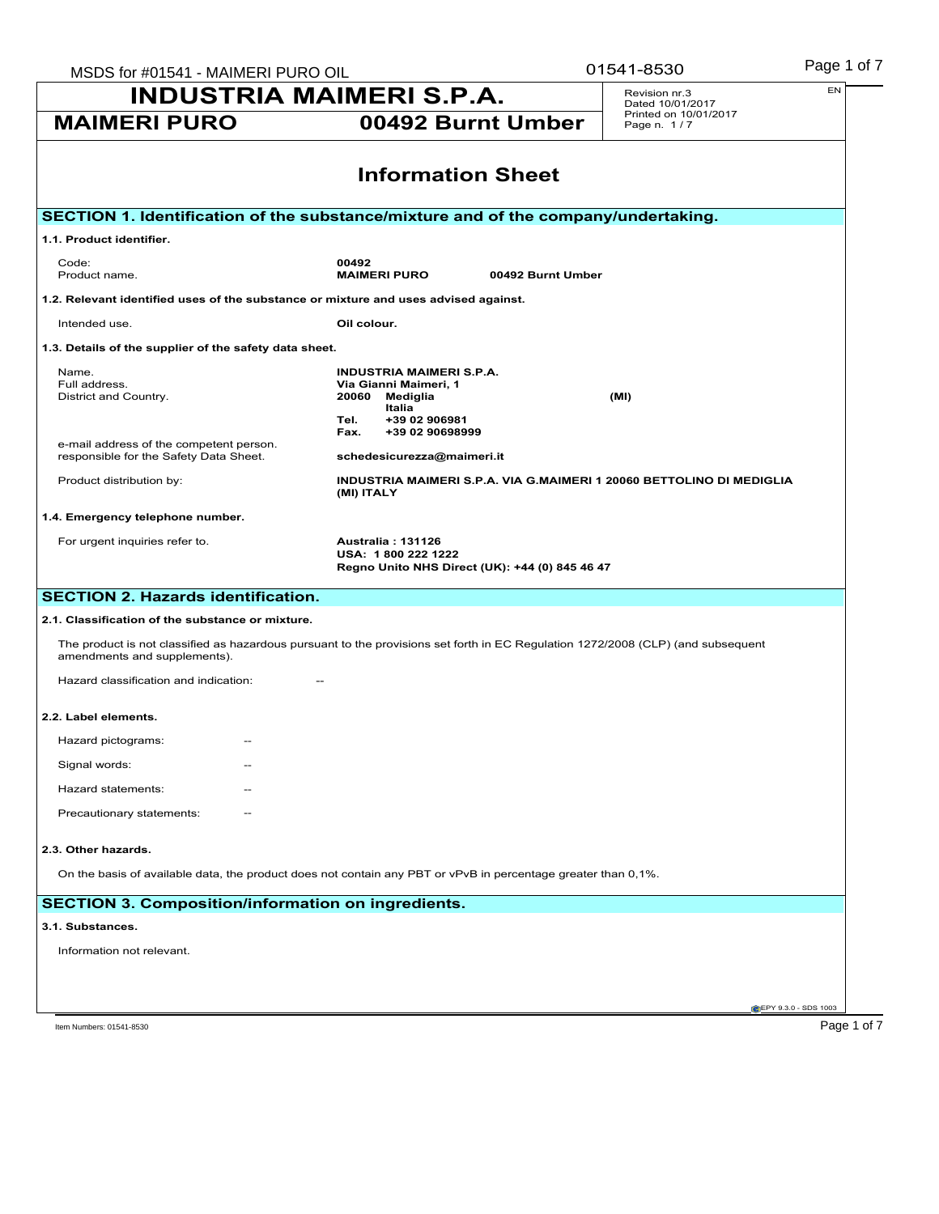# INDUSTRIA MAIMERI S.P.A.

**MAIMERI PURO** **00492 Burnt Umber**

Revision nr.3
Dated 10/01/2017
Printed on 10/01/2017
Page n. 1 / 7

EN

## Information Sheet

## SECTION 1. Identification of the substance/mixture and of the company/undertaking.

### 1.1. Product identifier.

| | |
|---|---|
| Code: | **00492** |
| Product name. | **MAIMERI PURO 00492 Burnt Umber** |

### 1.2. Relevant identified uses of the substance or mixture and uses advised against.

| | |
|---|---|
| Intended use. | **Oil colour.** |

### 1.3. Details of the supplier of the safety data sheet.

| | |
|---|---|
| Name. | **INDUSTRIA MAIMERI S.P.A.** |
| Full address. | **Via Gianni Maimeri, 1** |
| District and Country. | **20060 Mediglia (MI)** **Italia** |
| | **Tel. +39 02 906981** |
| | **Fax. +39 02 90698999** |
| e-mail address of the competent person. responsible for the Safety Data Sheet. | **schedesicurezza@maimeri.it** |
| Product distribution by: | **INDUSTRIA MAIMERI S.P.A. VIA G.MAIMERI 1 20060 BETTOLINO DI MEDIGLIA (MI) ITALY** |

### 1.4. Emergency telephone number.

| | |
|---|---|
| For urgent inquiries refer to. | **Australia : 131126** **USA: 1 800 222 1222** **Regno Unito NHS Direct (UK): +44 (0) 845 46 47** |

## SECTION 2. Hazards identification.

### 2.1. Classification of the substance or mixture.

The product is not classified as hazardous pursuant to the provisions set forth in EC Regulation 1272/2008 (CLP) (and subsequent amendments and supplements).

Hazard classification and indication: --

### 2.2. Label elements.

Hazard pictograms: --

Signal words: --

Hazard statements: --

Precautionary statements: --

### 2.3. Other hazards.

On the basis of available data, the product does not contain any PBT or vPvB in percentage greater than 0,1%.

## SECTION 3. Composition/information on ingredients.

### 3.1. Substances.

Information not relevant.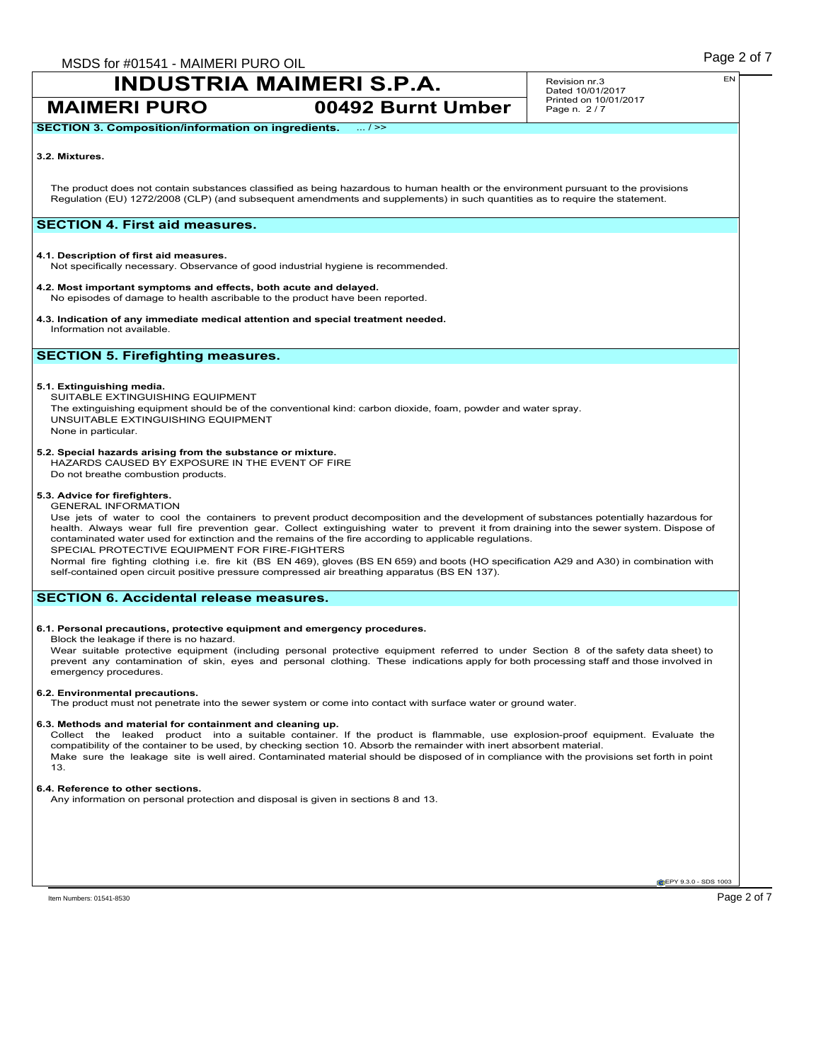**SECTION 3. Composition/information on ingredients.** ... / >>

**3.2. Mixtures.**

The product does not contain substances classified as being hazardous to human health or the environment pursuant to the provisions Regulation (EU) 1272/2008 (CLP) (and subsequent amendments and supplements) in such quantities as to require the statement.

## SECTION 4. First aid measures.

**4.1. Description of first aid measures.**
Not specifically necessary. Observance of good industrial hygiene is recommended.

**4.2. Most important symptoms and effects, both acute and delayed.**
No episodes of damage to health ascribable to the product have been reported.

**4.3. Indication of any immediate medical attention and special treatment needed.**
Information not available.

## SECTION 5. Firefighting measures.

**5.1. Extinguishing media.**
SUITABLE EXTINGUISHING EQUIPMENT
The extinguishing equipment should be of the conventional kind: carbon dioxide, foam, powder and water spray.
UNSUITABLE EXTINGUISHING EQUIPMENT
None in particular.

**5.2. Special hazards arising from the substance or mixture.**
HAZARDS CAUSED BY EXPOSURE IN THE EVENT OF FIRE
Do not breathe combustion products.

**5.3. Advice for firefighters.**
GENERAL INFORMATION
Use jets of water to cool the containers to prevent product decomposition and the development of substances potentially hazardous for health. Always wear full fire prevention gear. Collect extinguishing water to prevent it from draining into the sewer system. Dispose of contaminated water used for extinction and the remains of the fire according to applicable regulations.
SPECIAL PROTECTIVE EQUIPMENT FOR FIRE-FIGHTERS
Normal fire fighting clothing i.e. fire kit (BS EN 469), gloves (BS EN 659) and boots (HO specification A29 and A30) in combination with self-contained open circuit positive pressure compressed air breathing apparatus (BS EN 137).

## SECTION 6. Accidental release measures.

**6.1. Personal precautions, protective equipment and emergency procedures.**
Block the leakage if there is no hazard.
Wear suitable protective equipment (including personal protective equipment referred to under Section 8 of the safety data sheet) to prevent any contamination of skin, eyes and personal clothing. These indications apply for both processing staff and those involved in emergency procedures.

**6.2. Environmental precautions.**
The product must not penetrate into the sewer system or come into contact with surface water or ground water.

**6.3. Methods and material for containment and cleaning up.**
Collect the leaked product into a suitable container. If the product is flammable, use explosion-proof equipment. Evaluate the compatibility of the container to be used, by checking section 10. Absorb the remainder with inert absorbent material.
Make sure the leakage site is well aired. Contaminated material should be disposed of in compliance with the provisions set forth in point 13.

**6.4. Reference to other sections.**
Any information on personal protection and disposal is given in sections 8 and 13.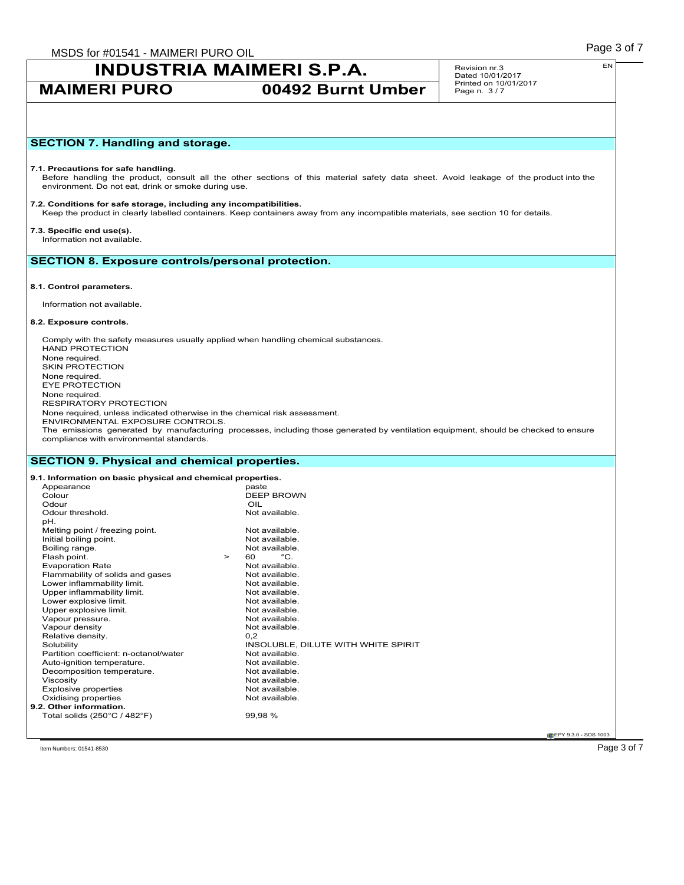## SECTION 7. Handling and storage.

**7.1. Precautions for safe handling.**
Before handling the product, consult all the other sections of this material safety data sheet. Avoid leakage of the product into the environment. Do not eat, drink or smoke during use.

**7.2. Conditions for safe storage, including any incompatibilities.**
Keep the product in clearly labelled containers. Keep containers away from any incompatible materials, see section 10 for details.

**7.3. Specific end use(s).**
Information not available.

## SECTION 8. Exposure controls/personal protection.

**8.1. Control parameters.**

Information not available.

**8.2. Exposure controls.**

Comply with the safety measures usually applied when handling chemical substances.
HAND PROTECTION
None required.
SKIN PROTECTION
None required.
EYE PROTECTION
None required.
RESPIRATORY PROTECTION
None required, unless indicated otherwise in the chemical risk assessment.
ENVIRONMENTAL EXPOSURE CONTROLS.
The emissions generated by manufacturing processes, including those generated by ventilation equipment, should be checked to ensure compliance with environmental standards.

## SECTION 9. Physical and chemical properties.

**9.1. Information on basic physical and chemical properties.**

| Property | Value |
|---|---|
| Appearance | paste |
| Colour | DEEP BROWN |
| Odour | OIL |
| Odour threshold. | Not available. |
| pH. | |
| Melting point / freezing point. | Not available. |
| Initial boiling point. | Not available. |
| Boiling range. | Not available. |
| Flash point. | > 60 °C. |
| Evaporation Rate | Not available. |
| Flammability of solids and gases | Not available. |
| Lower inflammability limit. | Not available. |
| Upper inflammability limit. | Not available. |
| Lower explosive limit. | Not available. |
| Upper explosive limit. | Not available. |
| Vapour pressure. | Not available. |
| Vapour density | Not available. |
| Relative density. | 0,2 |
| Solubility | INSOLUBLE, DILUTE WITH WHITE SPIRIT |
| Partition coefficient: n-octanol/water | Not available. |
| Auto-ignition temperature. | Not available. |
| Decomposition temperature. | Not available. |
| Viscosity | Not available. |
| Explosive properties | Not available. |
| Oxidising properties | Not available. |

**9.2. Other information.**

| Property | Value |
|---|---|
| Total solids (250°C / 482°F) | 99,98 % |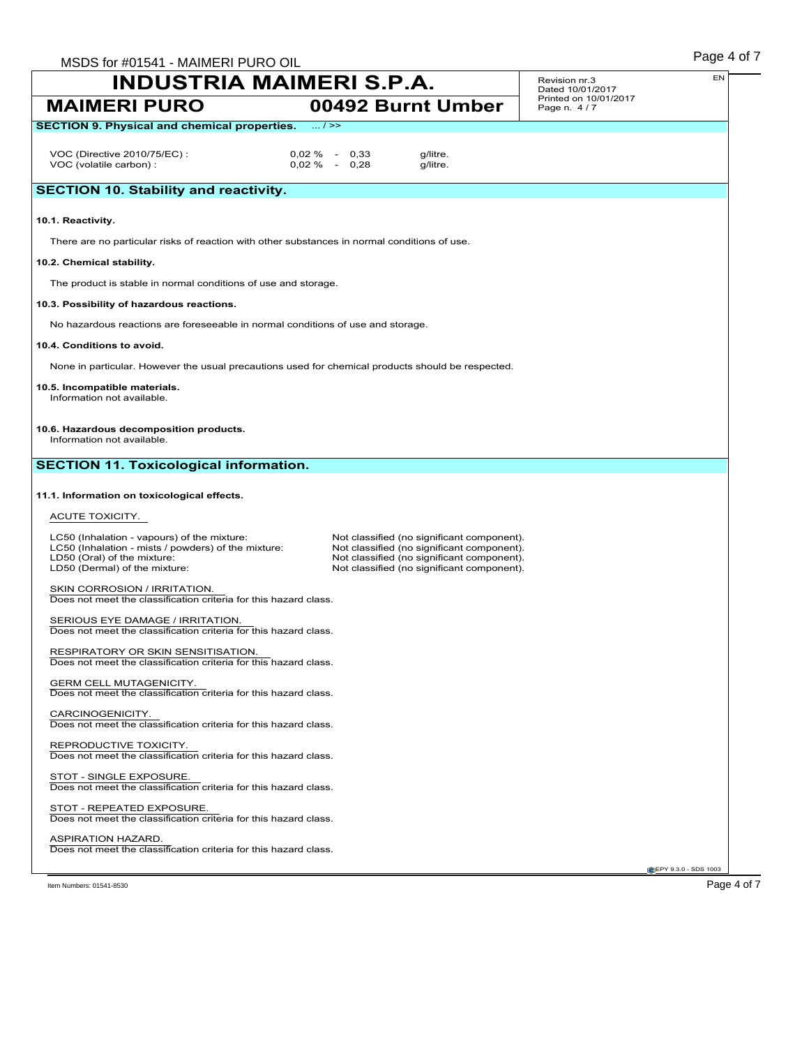**SECTION 9. Physical and chemical properties.** ... / >>

| | | |
|---|---|---|
| VOC (Directive 2010/75/EC) : | 0,02 % - 0,33 | g/litre. |
| VOC (volatile carbon) : | 0,02 % - 0,28 | g/litre. |

## SECTION 10. Stability and reactivity.

**10.1. Reactivity.**

There are no particular risks of reaction with other substances in normal conditions of use.

**10.2. Chemical stability.**

The product is stable in normal conditions of use and storage.

**10.3. Possibility of hazardous reactions.**

No hazardous reactions are foreseeable in normal conditions of use and storage.

**10.4. Conditions to avoid.**

None in particular. However the usual precautions used for chemical products should be respected.

**10.5. Incompatible materials.**

Information not available.

**10.6. Hazardous decomposition products.**

Information not available.

## SECTION 11. Toxicological information.

**11.1. Information on toxicological effects.**

ACUTE TOXICITY.

| | |
|---|---|
| LC50 (Inhalation - vapours) of the mixture: | Not classified (no significant component). |
| LC50 (Inhalation - mists / powders) of the mixture: | Not classified (no significant component). |
| LD50 (Oral) of the mixture: | Not classified (no significant component). |
| LD50 (Dermal) of the mixture: | Not classified (no significant component). |

SKIN CORROSION / IRRITATION.
Does not meet the classification criteria for this hazard class.

SERIOUS EYE DAMAGE / IRRITATION.
Does not meet the classification criteria for this hazard class.

RESPIRATORY OR SKIN SENSITISATION.
Does not meet the classification criteria for this hazard class.

GERM CELL MUTAGENICITY.
Does not meet the classification criteria for this hazard class.

CARCINOGENICITY.
Does not meet the classification criteria for this hazard class.

REPRODUCTIVE TOXICITY.
Does not meet the classification criteria for this hazard class.

STOT - SINGLE EXPOSURE.
Does not meet the classification criteria for this hazard class.

STOT - REPEATED EXPOSURE.
Does not meet the classification criteria for this hazard class.

ASPIRATION HAZARD.
Does not meet the classification criteria for this hazard class.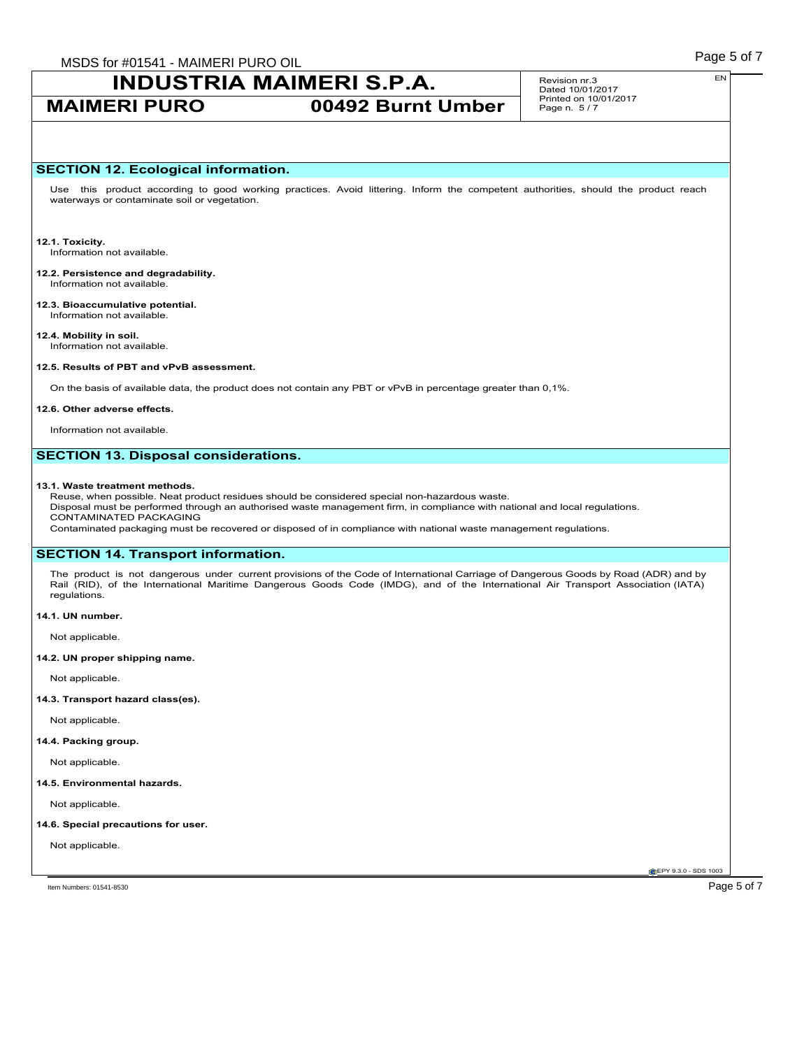## SECTION 12. Ecological information.

Use this product according to good working practices. Avoid littering. Inform the competent authorities, should the product reach waterways or contaminate soil or vegetation.

**12.1. Toxicity.**
Information not available.

**12.2. Persistence and degradability.**
Information not available.

**12.3. Bioaccumulative potential.**
Information not available.

**12.4. Mobility in soil.**
Information not available.

**12.5. Results of PBT and vPvB assessment.**

On the basis of available data, the product does not contain any PBT or vPvB in percentage greater than 0,1%.

**12.6. Other adverse effects.**

Information not available.

## SECTION 13. Disposal considerations.

**13.1. Waste treatment methods.**
Reuse, when possible. Neat product residues should be considered special non-hazardous waste.
Disposal must be performed through an authorised waste management firm, in compliance with national and local regulations.
CONTAMINATED PACKAGING
Contaminated packaging must be recovered or disposed of in compliance with national waste management regulations.

## SECTION 14. Transport information.

The product is not dangerous under current provisions of the Code of International Carriage of Dangerous Goods by Road (ADR) and by Rail (RID), of the International Maritime Dangerous Goods Code (IMDG), and of the International Air Transport Association (IATA) regulations.

**14.1. UN number.**

Not applicable.

**14.2. UN proper shipping name.**

Not applicable.

**14.3. Transport hazard class(es).**

Not applicable.

**14.4. Packing group.**

Not applicable.

**14.5. Environmental hazards.**

Not applicable.

**14.6. Special precautions for user.**

Not applicable.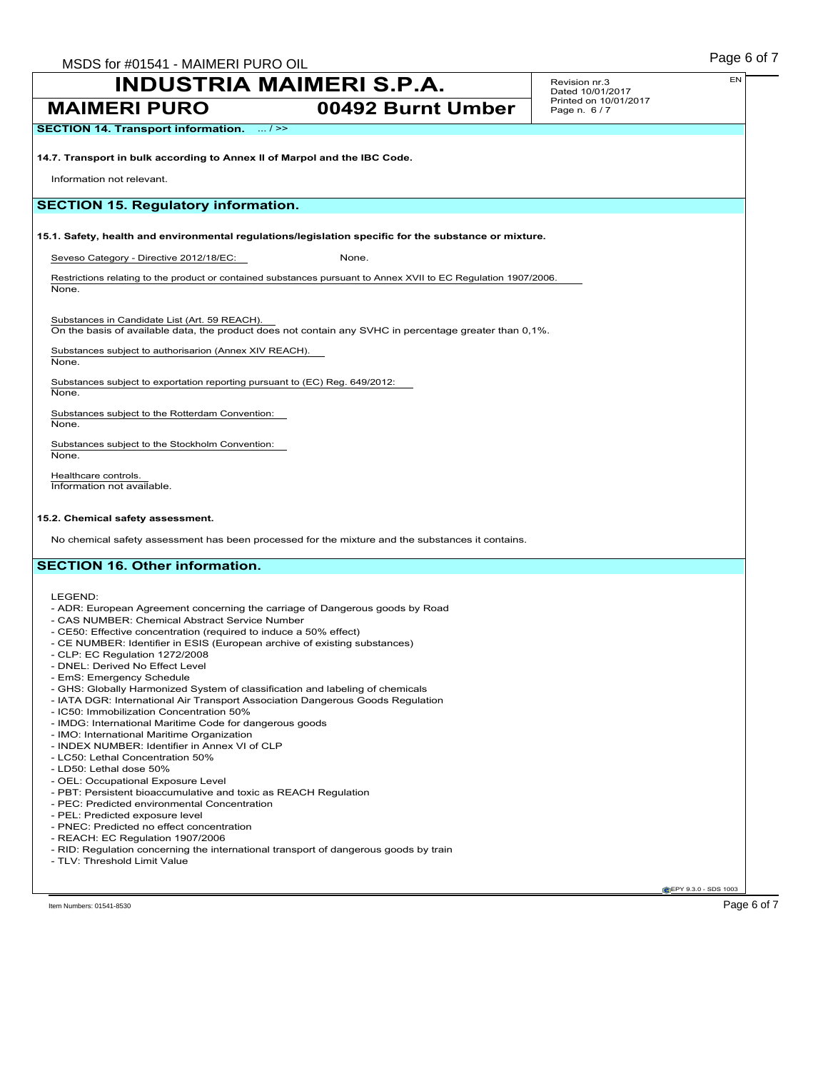**SECTION 14. Transport information.** ... / >>

**14.7. Transport in bulk according to Annex II of Marpol and the IBC Code.**

Information not relevant.

## SECTION 15. Regulatory information.

**15.1. Safety, health and environmental regulations/legislation specific for the substance or mixture.**

Seveso Category - Directive 2012/18/EC: None.

Restrictions relating to the product or contained substances pursuant to Annex XVII to EC Regulation 1907/2006.
None.

Substances in Candidate List (Art. 59 REACH).
On the basis of available data, the product does not contain any SVHC in percentage greater than 0,1%.

Substances subject to authorisarion (Annex XIV REACH).
None.

Substances subject to exportation reporting pursuant to (EC) Reg. 649/2012:
None.

Substances subject to the Rotterdam Convention:
None.

Substances subject to the Stockholm Convention:
None.

Healthcare controls.
Information not available.

**15.2. Chemical safety assessment.**

No chemical safety assessment has been processed for the mixture and the substances it contains.

## SECTION 16. Other information.

LEGEND:

- ADR: European Agreement concerning the carriage of Dangerous goods by Road
- CAS NUMBER: Chemical Abstract Service Number
- CE50: Effective concentration (required to induce a 50% effect)
- CE NUMBER: Identifier in ESIS (European archive of existing substances)
- CLP: EC Regulation 1272/2008
- DNEL: Derived No Effect Level
- EmS: Emergency Schedule
- GHS: Globally Harmonized System of classification and labeling of chemicals
- IATA DGR: International Air Transport Association Dangerous Goods Regulation
- IC50: Immobilization Concentration 50%
- IMDG: International Maritime Code for dangerous goods
- IMO: International Maritime Organization
- INDEX NUMBER: Identifier in Annex VI of CLP
- LC50: Lethal Concentration 50%
- LD50: Lethal dose 50%
- OEL: Occupational Exposure Level
- PBT: Persistent bioaccumulative and toxic as REACH Regulation
- PEC: Predicted environmental Concentration
- PEL: Predicted exposure level
- PNEC: Predicted no effect concentration
- REACH: EC Regulation 1907/2006
- RID: Regulation concerning the international transport of dangerous goods by train
- TLV: Threshold Limit Value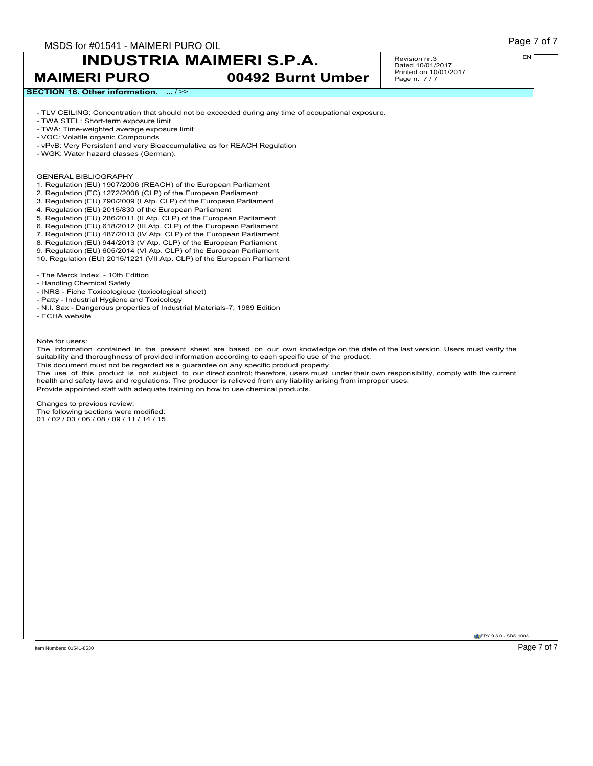## SECTION 16. Other information. ... / >>

- TLV CEILING: Concentration that should not be exceeded during any time of occupational exposure.
- TWA STEL: Short-term exposure limit
- TWA: Time-weighted average exposure limit
- VOC: Volatile organic Compounds
- vPvB: Very Persistent and very Bioaccumulative as for REACH Regulation
- WGK: Water hazard classes (German).

GENERAL BIBLIOGRAPHY

1. Regulation (EU) 1907/2006 (REACH) of the European Parliament
2. Regulation (EC) 1272/2008 (CLP) of the European Parliament
3. Regulation (EU) 790/2009 (I Atp. CLP) of the European Parliament
4. Regulation (EU) 2015/830 of the European Parliament
5. Regulation (EU) 286/2011 (II Atp. CLP) of the European Parliament
6. Regulation (EU) 618/2012 (III Atp. CLP) of the European Parliament
7. Regulation (EU) 487/2013 (IV Atp. CLP) of the European Parliament
8. Regulation (EU) 944/2013 (V Atp. CLP) of the European Parliament
9. Regulation (EU) 605/2014 (VI Atp. CLP) of the European Parliament
10. Regulation (EU) 2015/1221 (VII Atp. CLP) of the European Parliament

- The Merck Index. - 10th Edition
- Handling Chemical Safety
- INRS - Fiche Toxicologique (toxicological sheet)
- Patty - Industrial Hygiene and Toxicology
- N.I. Sax - Dangerous properties of Industrial Materials-7, 1989 Edition
- ECHA website

Note for users:

The information contained in the present sheet are based on our own knowledge on the date of the last version. Users must verify the suitability and thoroughness of provided information according to each specific use of the product.

This document must not be regarded as a guarantee on any specific product property.

The use of this product is not subject to our direct control; therefore, users must, under their own responsibility, comply with the current health and safety laws and regulations. The producer is relieved from any liability arising from improper uses.

Provide appointed staff with adequate training on how to use chemical products.

Changes to previous review:

The following sections were modified:

01 / 02 / 03 / 06 / 08 / 09 / 11 / 14 / 15.